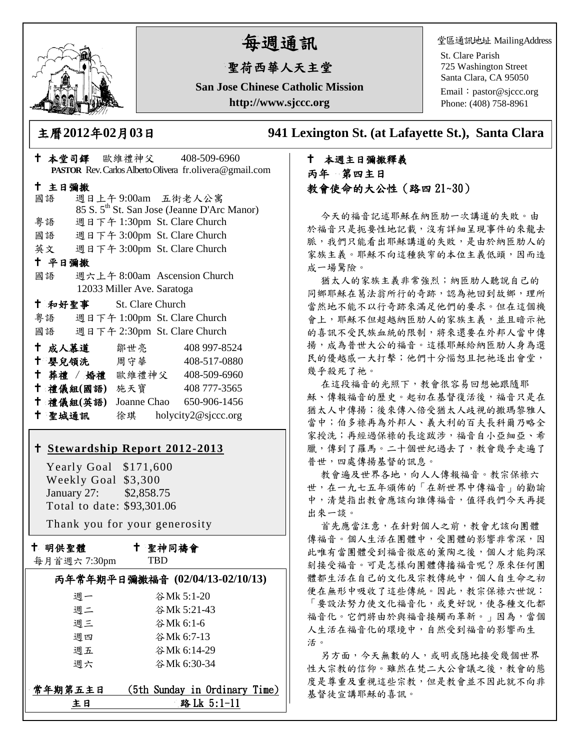# 每週通訊

## 聖荷西華人天主堂

**San Jose Chinese Catholic Mission**

**http://www.sjccc.org**

堂區通訊地址 MailingAddress

St. Clare Parish
725 Washington Street
Santa Clara, CA 95050
Email：pastor@sjccc.org
Phone: (408) 758-8961

**主曆2012年02月03日** **941 Lexington St. (at Lafayette St.), Santa Clara**

✝ **本堂司鐸** 歐維禮神父 408-509-6960
**PASTOR** Rev. Carlos Alberto Olivera fr.olivera@gmail.com

✝ **主日彌撒**

國語 週日上午 9:00am 五街老人公寓
85 S. 5th St. San Jose (Jeanne D'Arc Manor)

粵語 週日下午 1:30pm St. Clare Church

國語 週日下午 3:00pm St. Clare Church

英文 週日下午 3:00pm St. Clare Church

✝ **平日彌撒**

國語 週六上午 8:00am Ascension Church
12033 Miller Ave. Saratoga

✝ **和好聖事** St. Clare Church

粵語 週日下午 1:00pm St. Clare Church

國語 週日下午 2:30pm St. Clare Church

✝ **成人慕道** 鄒世亮 408 997-8524

✝ **嬰兒領洗** 周守華 408-517-0880

✝ **葬禮** / **婚禮** 歐維禮神父 408-509-6960

✝ **禮儀組(國語)** 施天寶 408 777-3565

✝ **禮儀組(英語)** Joanne Chao 650-906-1456

✝ **聖城通訊** 徐琪 holycity2@sjccc.org

✝ **Stewardship Report 2012-2013**

Yearly Goal $171,600
Weekly Goal $3,300
January 27: $2,858.75
Total to date: $93,301.06

Thank you for your generosity

✝ **明供聖體**
每月首週六 7:30pm

✝ **聖神同禱會**
TBD

**丙年常年期平日彌撒福音 (02/04/13-02/10/13)**

| | |
|---|---|
| 週一 | 谷Mk 5:1-20 |
| 週二 | 谷Mk 5:21-43 |
| 週三 | 谷Mk 6:1-6 |
| 週四 | 谷Mk 6:7-13 |
| 週五 | 谷Mk 6:14-29 |
| 週六 | 谷Mk 6:30-34 |

**常年期第五主日** (5th Sunday in Ordinary Time)
**主日** 路Lk 5:1-11

✝ **本週主日彌撒釋義**

**丙年 第四主日**

**教會使命的大公性（路四 21~30）**

今天的福音記述耶穌在納匝肋一次講道的失敗。由於福音只是扼要性地記載，沒有詳細呈現事件的來龍去脈，我們只能看出耶穌講道的失敗，是由於納匝肋人的家族主義。耶穌不向這種狹窄的本位主義低頭，因而造成一場驚險。

猶太人的家族主義非常強烈；納匝肋人聽說自己的同鄉耶穌在葛法翁所行的奇跡，認為祂回到故鄉，理所當然地不能不以行奇跡來滿足他們的要求。但在這個機會上，耶穌不但超越納匝肋人的家族主義，並且暗示祂的喜訊不受民族血統的限制，將來還要在外邦人當中傳揚，成為普世大公的福音。這樣耶穌給納匝肋人身為選民的優越感一大打擊；他們十分惱怒且把祂逐出會堂，幾乎殺死了祂。

在這段福音的光照下，教會很容易回想她跟隨耶穌、傳報福音的歷史。起初在基督復活後，福音只是在猶太人中傳揚；後來傳入倍受猶太人歧視的撒瑪黎雅人當中；伯多祿再為外邦人、義大利的百夫長科爾乃略全家授洗；再經過保祿的長途跋涉，福音自小亞細亞、希臘，傳到了羅馬。二十個世紀過去了，教會幾乎走遍了普世，四處傳揚基督的訊息。

教會遍及世界各地，向人人傳報福音。教宗保祿六世，在一九七五年頒佈的「在新世界中傳福音」的勸諭中，清楚指出教會應該向誰傳福音，值得我們今天再提出來一談。

首先應當注意，在針對個人之前，教會尤該向團體傳福音。個人生活在團體中，受團體的影響非常深，因此唯有當團體受到福音徹底的薰陶之後，個人才能夠深刻接受福音。可是怎樣向團體傳播福音呢？原來任何團體都生活在自己的文化及宗教傳統中，個人自生命之初便在無形中吸收了這些傳統。因此，教宗保祿六世說：「要設法努力使文化福音化，或更好說，使各種文化都福音化。它們將由於與福音接觸而革新。」因為，當個人生活在福音化的環境中，自然受到福音的影響而生活。

另方面，今天無數的人，或明或隱地接受幾個世界性大宗教的信仰。雖然在梵二大公會議之後，教會的態度是尊重及重視這些宗教，但是教會並不因此就不向非基督徒宣講耶穌的喜訊。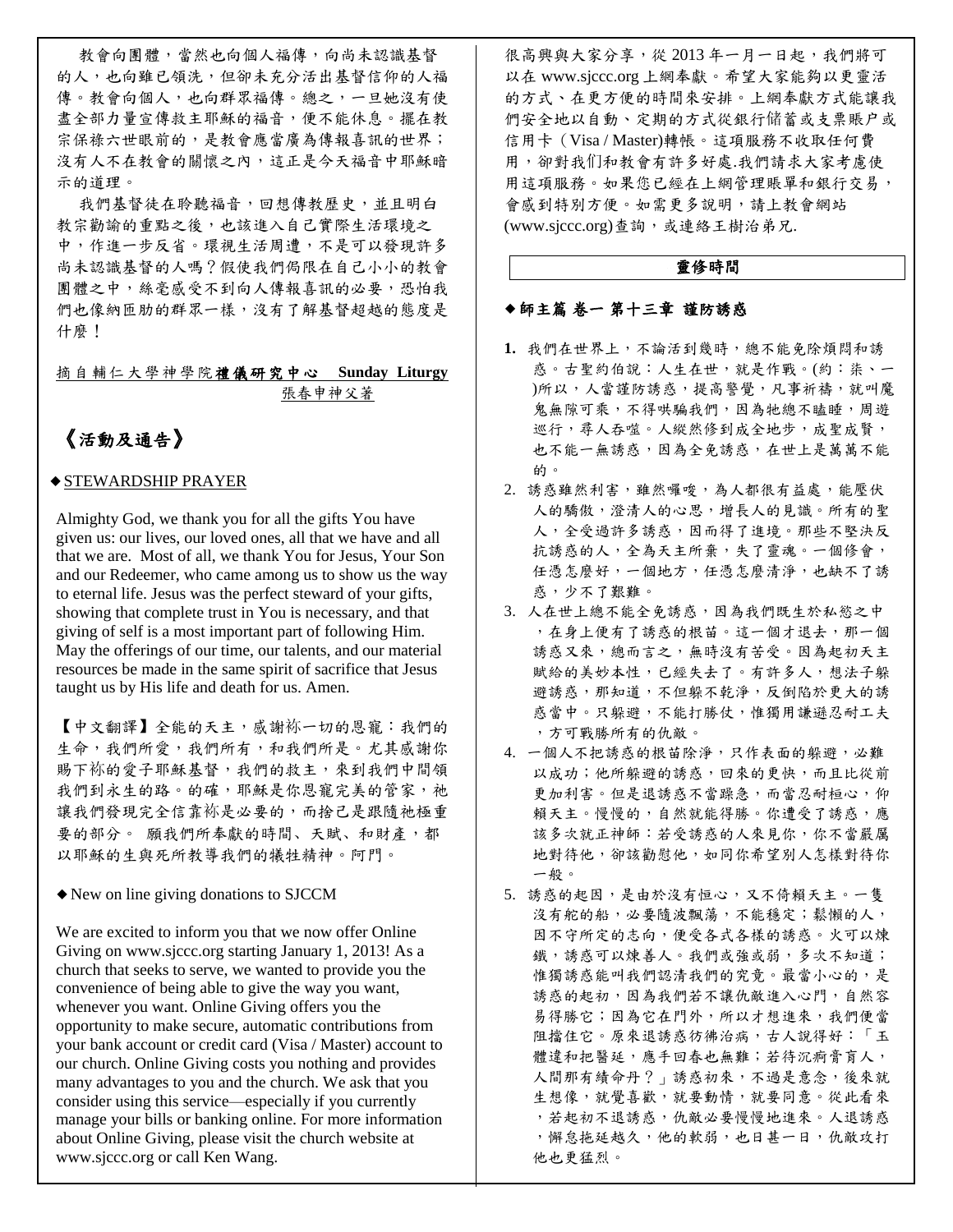教會向團體，當然也向個人福傳，向尚未認識基督的人，也向雖已領洗，但卻未充分活出基督信仰的人福傳。教會向個人，也向群眾福傳。總之，一旦她沒有使盡全部力量宣傳救主耶穌的福音，便不能休息。擺在教宗保祿六世眼前的，是教會應當廣為傳報喜訊的世界；沒有人不在教會的關懷之內，這正是今天福音中耶穌暗示的道理。

我們基督徒在聆聽福音，回想傳教歷史，並且明白教宗勸諭的重點之後，也該進入自己實際生活環境之中，作進一步反省。環視生活周遭，不是可以發現許多尚未認識基督的人嗎？假使我們侷限在自己小小的教會團體之中，絲毫感受不到向人傳報喜訊的必要，恐怕我們也像納匝肋的群眾一樣，沒有了解基督超越的態度是什麼！

摘自輔仁大學神學院**禮儀研究中心 Sunday Liturgy** 張春申神父著

# 《活動及通告》

◆ STEWARDSHIP PRAYER

Almighty God, we thank you for all the gifts You have given us: our lives, our loved ones, all that we have and all that we are. Most of all, we thank You for Jesus, Your Son and our Redeemer, who came among us to show us the way to eternal life. Jesus was the perfect steward of your gifts, showing that complete trust in You is necessary, and that giving of self is a most important part of following Him. May the offerings of our time, our talents, and our material resources be made in the same spirit of sacrifice that Jesus taught us by His life and death for us. Amen.

【中文翻譯】全能的天主，感謝祢一切的恩寵：我們的生命，我們所愛，我們所有，和我們所是。尤其感謝你賜下祢的愛子耶穌基督，我們的救主，來到我們中間領我們到永生的路。的確，耶穌是你恩寵完美的管家，祂讓我們發現完全信靠祢是必要的，而捨己是跟隨祂極重要的部分。 願我們所奉獻的時間、天賦、和財產，都以耶穌的生與死所教導我們的犧牲精神。阿門。

◆ New on line giving donations to SJCCM

We are excited to inform you that we now offer Online Giving on www.sjccc.org starting January 1, 2013! As a church that seeks to serve, we wanted to provide you the convenience of being able to give the way you want, whenever you want. Online Giving offers you the opportunity to make secure, automatic contributions from your bank account or credit card (Visa / Master) account to our church. Online Giving costs you nothing and provides many advantages to you and the church. We ask that you consider using this service—especially if you currently manage your bills or banking online. For more information about Online Giving, please visit the church website at www.sjccc.org or call Ken Wang.

很高興與大家分享，從 2013 年一月一日起，我們將可以在 www.sjccc.org 上網奉獻。希望大家能夠以更靈活的方式、在更方便的時間來安排。上網奉獻方式能讓我們安全地以自動、定期的方式從銀行储蓄或支票賬戶或信用卡（Visa / Master)轉帳。這項服務不收取任何費用，卻對我們和教會有許多好處.我們請求大家考慮使用這項服務。如果您已經在上網管理賬單和銀行交易，會感到特別方便。如需更多說明，請上教會網站(www.sjccc.org)查詢，或連絡王樹治弟兄.

## 靈修時間

### ◆ 師主篇 卷一 第十三章 謹防誘惑

1. 我們在世界上，不論活到幾時，總不能免除煩悶和誘惑。古聖約伯說：人生在世，就是作戰。(約：柒、一)所以，人當謹防誘惑，提高警覺，凡事祈禱，就叫魔鬼無隙可乘，不得哄騙我們，因為牠總不瞌睡，周遊巡行，尋人吞噬。人縱然修到成全地步，成聖成賢，也不能一無誘惑，因為全免誘惑，在世上是萬萬不能的。
2. 誘惑雖然利害，雖然囉唆，為人都很有益處，能壓伏人的驕傲，澄清人的心思，增長人的見識。所有的聖人，全受過許多誘惑，因而得了進境。那些不堅決反抗誘惑的人，全為天主所棄，失了靈魂。一個修會，任憑怎麼好，一個地方，任憑怎麼清淨，也缺不了誘惑，少不了艱難。
3. 人在世上總不能全免誘惑，因為我們既生於私慾之中，在身上便有了誘惑的根苗。這一個才退去，那一個誘惑又來，總而言之，無時沒有苦受。因為起初天主賦給的美妙本性，已經失去了。有許多人，想法子躲避誘惑，那知道，不但躲不乾淨，反倒陷於更大的誘惑當中。只躲避，不能打勝仗，惟獨用謙遜忍耐工夫，方可戰勝所有的仇敵。
4. 一個人不把誘惑的根苗除淨，只作表面的躲避，必難以成功；他所躲避的誘惑，回來的更快，而且比從前更加利害。但是退誘惑不當躁急，而當忍耐恒心，仰賴天主。慢慢的，自然就能得勝。你遭受了誘惑，應該多次就正神師：若受誘惑的人來見你，你不當嚴厲地對待他，卻該勸慰他，如同你希望別人怎樣對待你一般。
5. 誘惑的起因，是由於沒有恒心，又不倚賴天主。一隻沒有舵的船，必要隨波飄蕩，不能穩定；鬆懶的人，因不守所定的志向，便受各式各樣的誘惑。火可以煉鐵，誘惑可以煉善人。我們或強或弱，多次不知道；惟獨誘惑能叫我們認清我們的究竟。最當小心的，是誘惑的起初，因為我們若不讓仇敵進入心門，自然容易得勝它；因為它在門外，所以才想進來，我們便當阻擋住它。原來退誘惑彷彿治病，古人說得好：「玉體違和把醫延，應手回春也無難；若待沉痾膏肓人，人間那有續命丹？」誘惑初來，不過是意念，後來就生想像，就覺喜歡，就要動情，就要同意。從此看來，若起初不退誘惑，仇敵必要慢慢地進來。人退誘惑，懈怠拖延越久，他的軟弱，也日甚一日，仇敵攻打他也更猛烈。